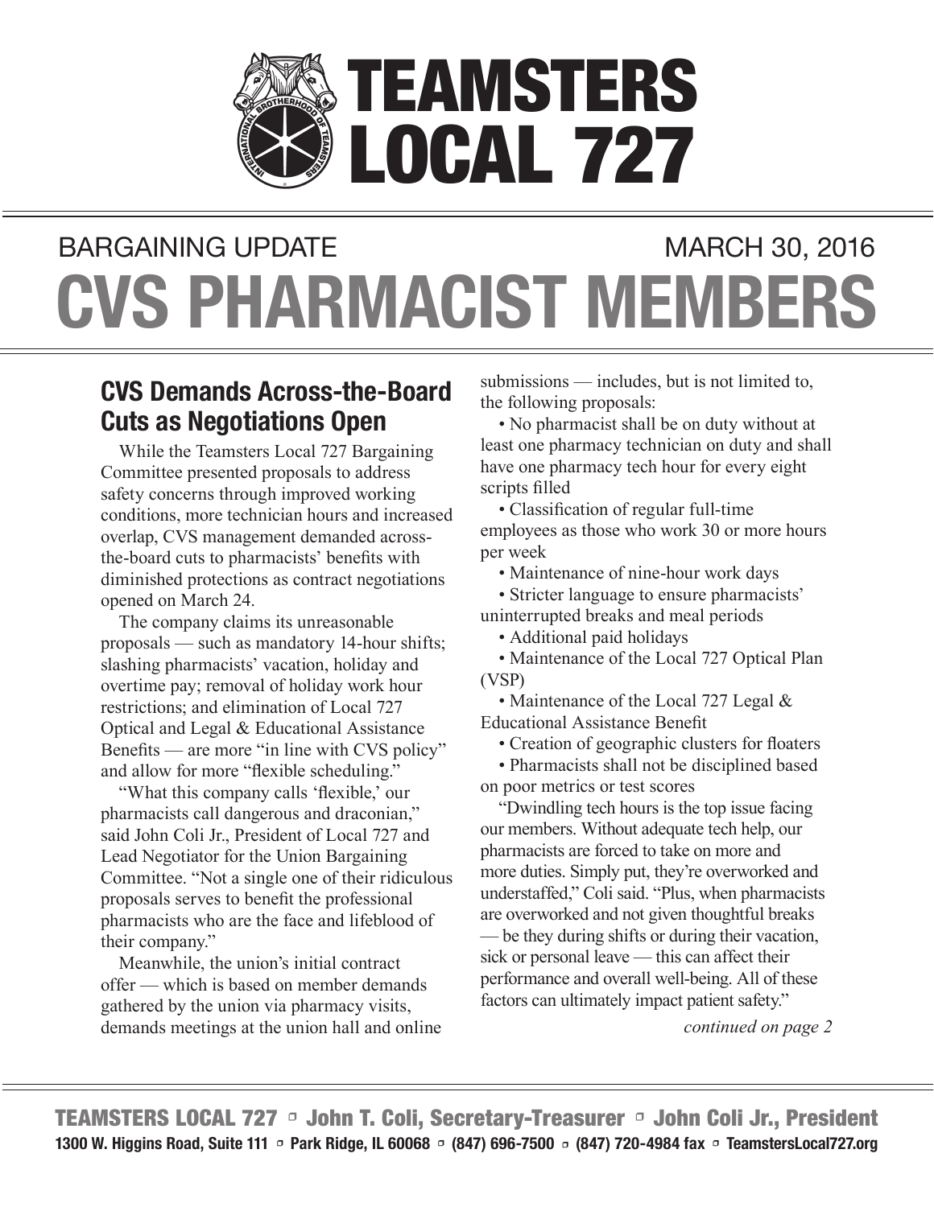# TEAMSTERS LOCAL 727

BARGAINING UPDATE MARCH 30, 2016

# CVS PHARMACIST MEMBERS

## CVS Demands Across-the-Board Cuts as Negotiations Open

While the Teamsters Local 727 Bargaining Committee presented proposals to address safety concerns through improved working conditions, more technician hours and increased overlap, CVS management demanded across-the-board cuts to pharmacists' benefits with diminished protections as contract negotiations opened on March 24.

The company claims its unreasonable proposals — such as mandatory 14-hour shifts; slashing pharmacists' vacation, holiday and overtime pay; removal of holiday work hour restrictions; and elimination of Local 727 Optical and Legal & Educational Assistance Benefits — are more "in line with CVS policy" and allow for more "flexible scheduling."

"What this company calls 'flexible,' our pharmacists call dangerous and draconian," said John Coli Jr., President of Local 727 and Lead Negotiator for the Union Bargaining Committee. "Not a single one of their ridiculous proposals serves to benefit the professional pharmacists who are the face and lifeblood of their company."

Meanwhile, the union's initial contract offer — which is based on member demands gathered by the union via pharmacy visits, demands meetings at the union hall and online submissions — includes, but is not limited to, the following proposals:

- No pharmacist shall be on duty without at least one pharmacy technician on duty and shall have one pharmacy tech hour for every eight scripts filled
- Classification of regular full-time employees as those who work 30 or more hours per week
- Maintenance of nine-hour work days
- Stricter language to ensure pharmacists' uninterrupted breaks and meal periods
- Additional paid holidays
- Maintenance of the Local 727 Optical Plan (VSP)
- Maintenance of the Local 727 Legal & Educational Assistance Benefit
- Creation of geographic clusters for floaters
- Pharmacists shall not be disciplined based on poor metrics or test scores

"Dwindling tech hours is the top issue facing our members. Without adequate tech help, our pharmacists are forced to take on more and more duties. Simply put, they're overworked and understaffed," Coli said. "Plus, when pharmacists are overworked and not given thoughtful breaks — be they during shifts or during their vacation, sick or personal leave — this can affect their performance and overall well-being. All of these factors can ultimately impact patient safety."

*continued on page 2*

**TEAMSTERS LOCAL 727 ▫ John T. Coli, Secretary-Treasurer ▫ John Coli Jr., President**
**1300 W. Higgins Road, Suite 111 ▫ Park Ridge, IL 60068 ▫ (847) 696-7500 ▫ (847) 720-4984 fax ▫ TeamstersLocal727.org**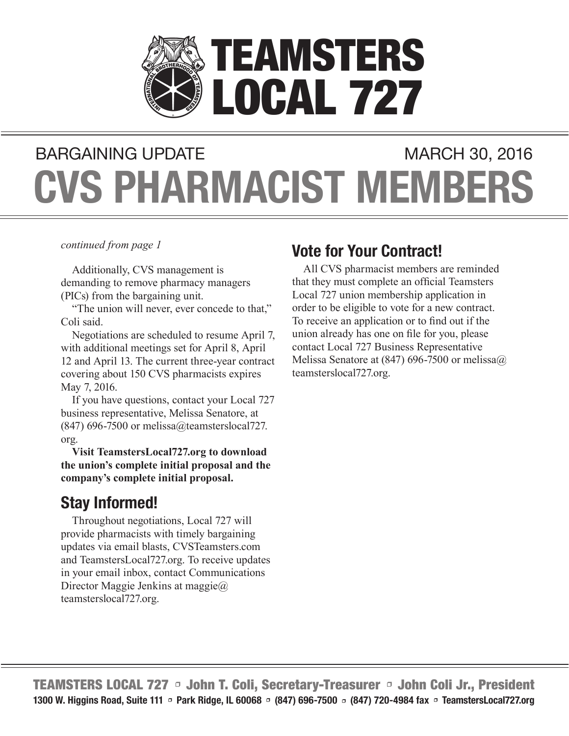# TEAMSTERS LOCAL 727

BARGAINING UPDATE MARCH 30, 2016

# CVS PHARMACIST MEMBERS

*continued from page 1*

Additionally, CVS management is demanding to remove pharmacy managers (PICs) from the bargaining unit.

"The union will never, ever concede to that," Coli said.

Negotiations are scheduled to resume April 7, with additional meetings set for April 8, April 12 and April 13. The current three-year contract covering about 150 CVS pharmacists expires May 7, 2016.

If you have questions, contact your Local 727 business representative, Melissa Senatore, at (847) 696-7500 or melissa@teamsterslocal727.org.

**Visit TeamstersLocal727.org to download the union's complete initial proposal and the company's complete initial proposal.**

## Stay Informed!

Throughout negotiations, Local 727 will provide pharmacists with timely bargaining updates via email blasts, CVSTeamsters.com and TeamstersLocal727.org. To receive updates in your email inbox, contact Communications Director Maggie Jenkins at maggie@teamsterslocal727.org.

## Vote for Your Contract!

All CVS pharmacist members are reminded that they must complete an official Teamsters Local 727 union membership application in order to be eligible to vote for a new contract. To receive an application or to find out if the union already has one on file for you, please contact Local 727 Business Representative Melissa Senatore at (847) 696-7500 or melissa@teamsterslocal727.org.

**TEAMSTERS LOCAL 727 ▫ John T. Coli, Secretary-Treasurer ▫ John Coli Jr., President**

**1300 W. Higgins Road, Suite 111 ▫ Park Ridge, IL 60068 ▫ (847) 696-7500 ▫ (847) 720-4984 fax ▫ TeamstersLocal727.org**